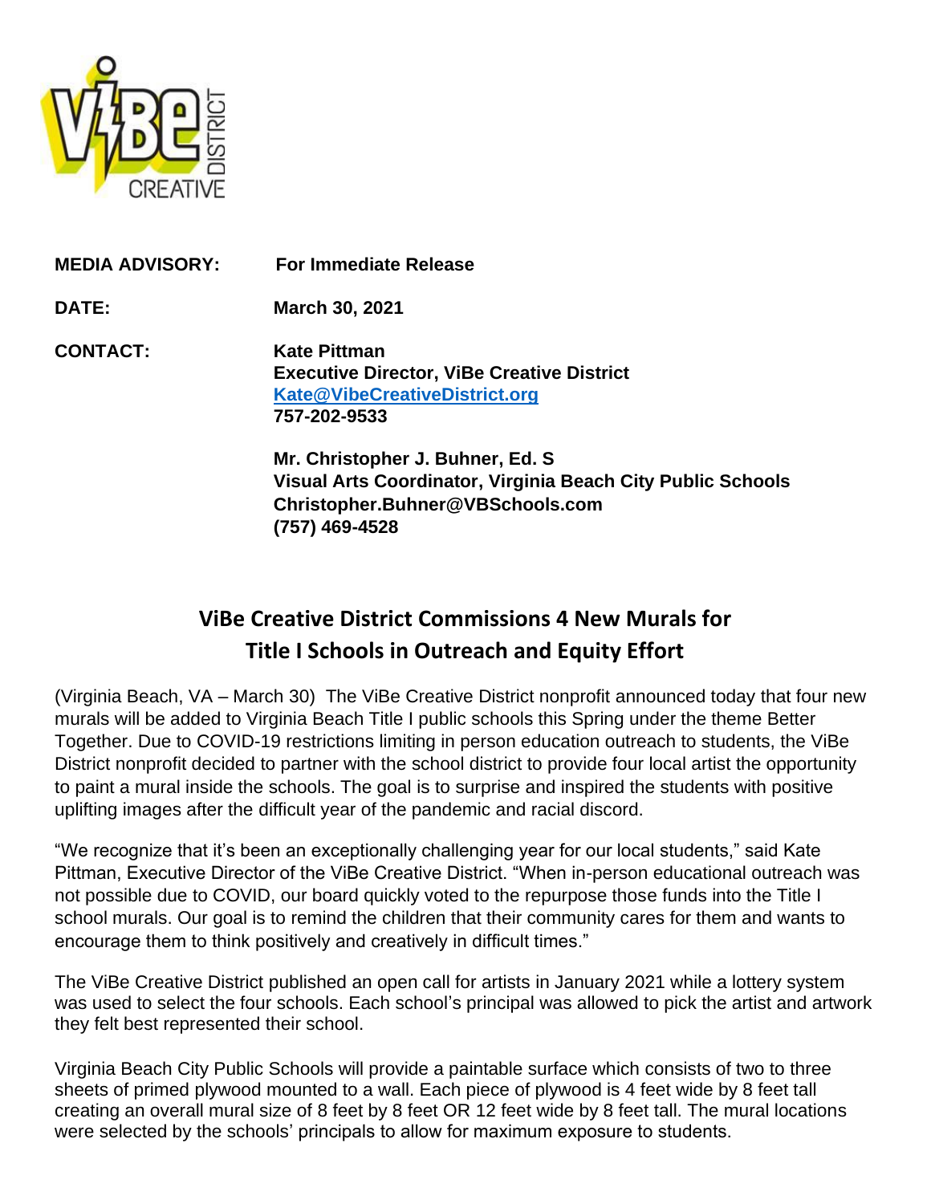**MEDIA ADVISORY:** **For Immediate Release**

**DATE:** **March 30, 2021**

**CONTACT:**

**Kate Pittman**
**Executive Director, ViBe Creative District**
**[Kate@VibeCreativeDistrict.org](mailto:Kate@VibeCreativeDistrict.org)**
**757-202-9533**

**Mr. Christopher J. Buhner, Ed. S**
**Visual Arts Coordinator, Virginia Beach City Public Schools**
**Christopher.Buhner@VBSchools.com**
**(757) 469-4528**

## ViBe Creative District Commissions 4 New Murals for Title I Schools in Outreach and Equity Effort

(Virginia Beach, VA – March 30) The ViBe Creative District nonprofit announced today that four new murals will be added to Virginia Beach Title I public schools this Spring under the theme Better Together. Due to COVID-19 restrictions limiting in person education outreach to students, the ViBe District nonprofit decided to partner with the school district to provide four local artist the opportunity to paint a mural inside the schools. The goal is to surprise and inspired the students with positive uplifting images after the difficult year of the pandemic and racial discord.

"We recognize that it's been an exceptionally challenging year for our local students," said Kate Pittman, Executive Director of the ViBe Creative District. "When in-person educational outreach was not possible due to COVID, our board quickly voted to the repurpose those funds into the Title I school murals. Our goal is to remind the children that their community cares for them and wants to encourage them to think positively and creatively in difficult times."

The ViBe Creative District published an open call for artists in January 2021 while a lottery system was used to select the four schools. Each school's principal was allowed to pick the artist and artwork they felt best represented their school.

Virginia Beach City Public Schools will provide a paintable surface which consists of two to three sheets of primed plywood mounted to a wall. Each piece of plywood is 4 feet wide by 8 feet tall creating an overall mural size of 8 feet by 8 feet OR 12 feet wide by 8 feet tall. The mural locations were selected by the schools' principals to allow for maximum exposure to students.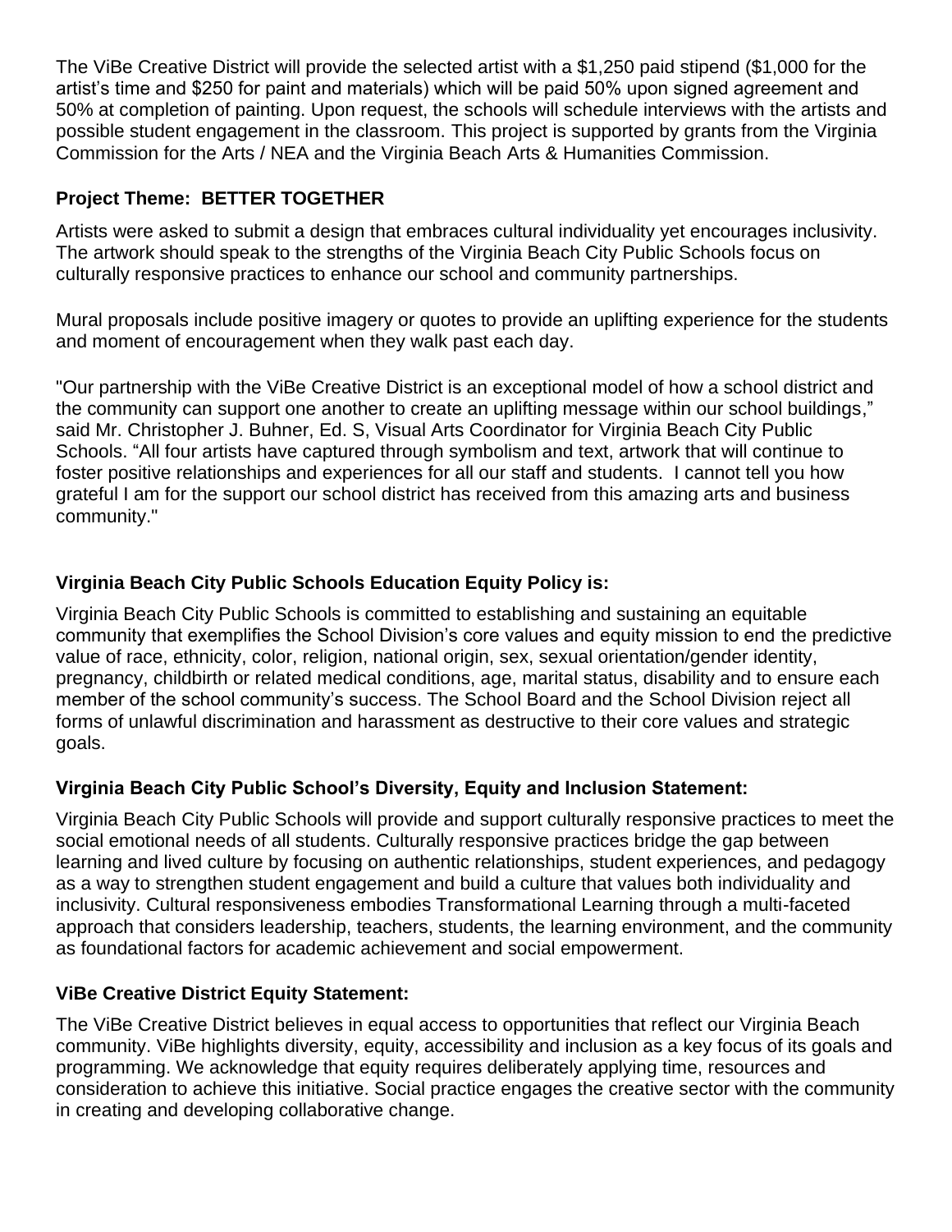The ViBe Creative District will provide the selected artist with a $1,250 paid stipend ($1,000 for the artist's time and $250 for paint and materials) which will be paid 50% upon signed agreement and 50% at completion of painting. Upon request, the schools will schedule interviews with the artists and possible student engagement in the classroom. This project is supported by grants from the Virginia Commission for the Arts / NEA and the Virginia Beach Arts & Humanities Commission.

**Project Theme: BETTER TOGETHER**

Artists were asked to submit a design that embraces cultural individuality yet encourages inclusivity. The artwork should speak to the strengths of the Virginia Beach City Public Schools focus on culturally responsive practices to enhance our school and community partnerships.

Mural proposals include positive imagery or quotes to provide an uplifting experience for the students and moment of encouragement when they walk past each day.

"Our partnership with the ViBe Creative District is an exceptional model of how a school district and the community can support one another to create an uplifting message within our school buildings," said Mr. Christopher J. Buhner, Ed. S, Visual Arts Coordinator for Virginia Beach City Public Schools. "All four artists have captured through symbolism and text, artwork that will continue to foster positive relationships and experiences for all our staff and students. I cannot tell you how grateful I am for the support our school district has received from this amazing arts and business community."

**Virginia Beach City Public Schools Education Equity Policy is:**

Virginia Beach City Public Schools is committed to establishing and sustaining an equitable community that exemplifies the School Division's core values and equity mission to end the predictive value of race, ethnicity, color, religion, national origin, sex, sexual orientation/gender identity, pregnancy, childbirth or related medical conditions, age, marital status, disability and to ensure each member of the school community's success. The School Board and the School Division reject all forms of unlawful discrimination and harassment as destructive to their core values and strategic goals.

**Virginia Beach City Public School's Diversity, Equity and Inclusion Statement:**

Virginia Beach City Public Schools will provide and support culturally responsive practices to meet the social emotional needs of all students. Culturally responsive practices bridge the gap between learning and lived culture by focusing on authentic relationships, student experiences, and pedagogy as a way to strengthen student engagement and build a culture that values both individuality and inclusivity. Cultural responsiveness embodies Transformational Learning through a multi-faceted approach that considers leadership, teachers, students, the learning environment, and the community as foundational factors for academic achievement and social empowerment.

**ViBe Creative District Equity Statement:**

The ViBe Creative District believes in equal access to opportunities that reflect our Virginia Beach community. ViBe highlights diversity, equity, accessibility and inclusion as a key focus of its goals and programming. We acknowledge that equity requires deliberately applying time, resources and consideration to achieve this initiative. Social practice engages the creative sector with the community in creating and developing collaborative change.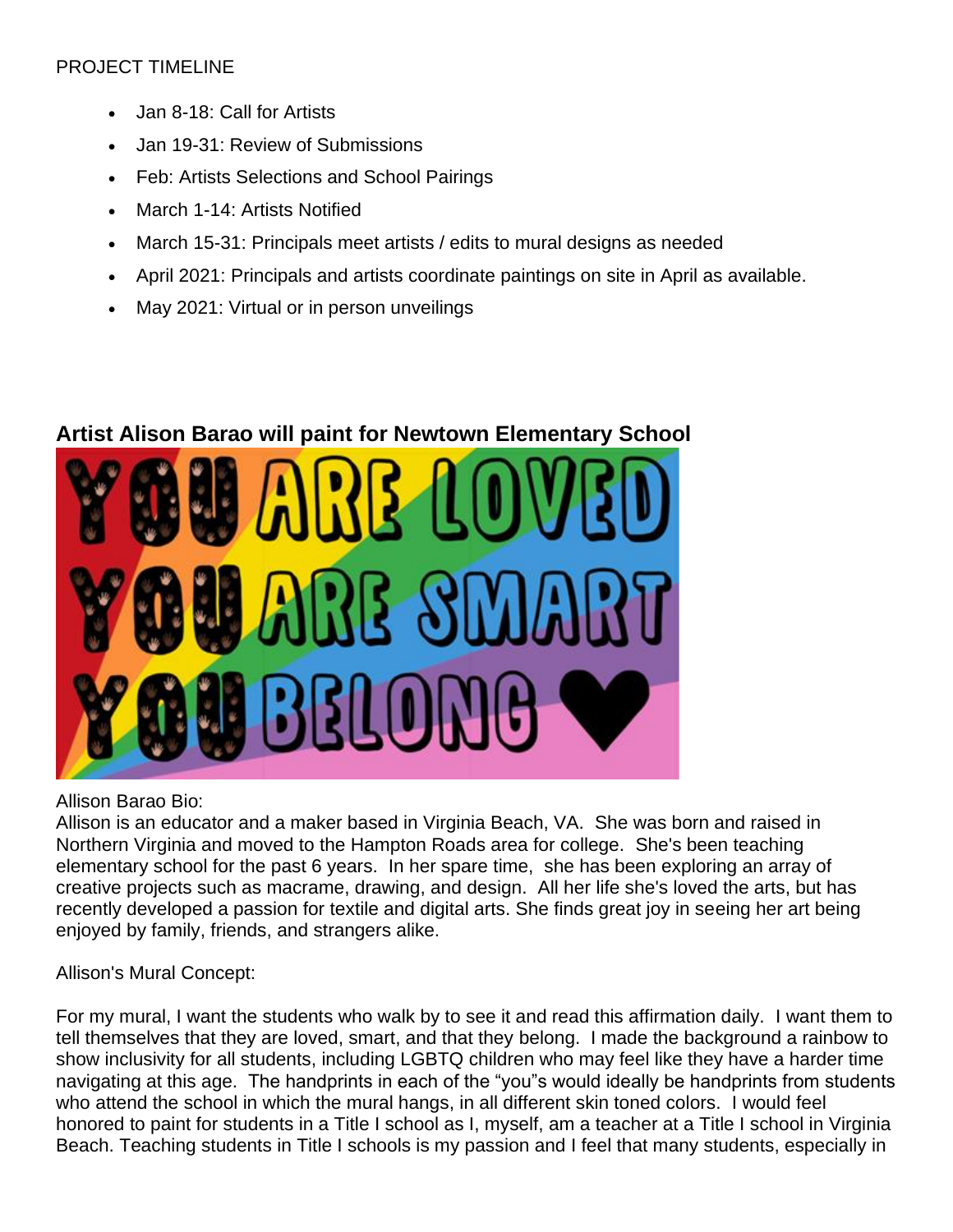PROJECT TIMELINE

- Jan 8-18: Call for Artists
- Jan 19-31: Review of Submissions
- Feb: Artists Selections and School Pairings
- March 1-14: Artists Notified
- March 15-31: Principals meet artists / edits to mural designs as needed
- April 2021: Principals and artists coordinate paintings on site in April as available.
- May 2021: Virtual or in person unveilings

## Artist Alison Barao will paint for Newtown Elementary School

Allison Barao Bio:
Allison is an educator and a maker based in Virginia Beach, VA. She was born and raised in Northern Virginia and moved to the Hampton Roads area for college. She's been teaching elementary school for the past 6 years. In her spare time, she has been exploring an array of creative projects such as macrame, drawing, and design. All her life she's loved the arts, but has recently developed a passion for textile and digital arts. She finds great joy in seeing her art being enjoyed by family, friends, and strangers alike.

Allison's Mural Concept:

For my mural, I want the students who walk by to see it and read this affirmation daily. I want them to tell themselves that they are loved, smart, and that they belong. I made the background a rainbow to show inclusivity for all students, including LGBTQ children who may feel like they have a harder time navigating at this age. The handprints in each of the "you"s would ideally be handprints from students who attend the school in which the mural hangs, in all different skin toned colors. I would feel honored to paint for students in a Title I school as I, myself, am a teacher at a Title I school in Virginia Beach. Teaching students in Title I schools is my passion and I feel that many students, especially in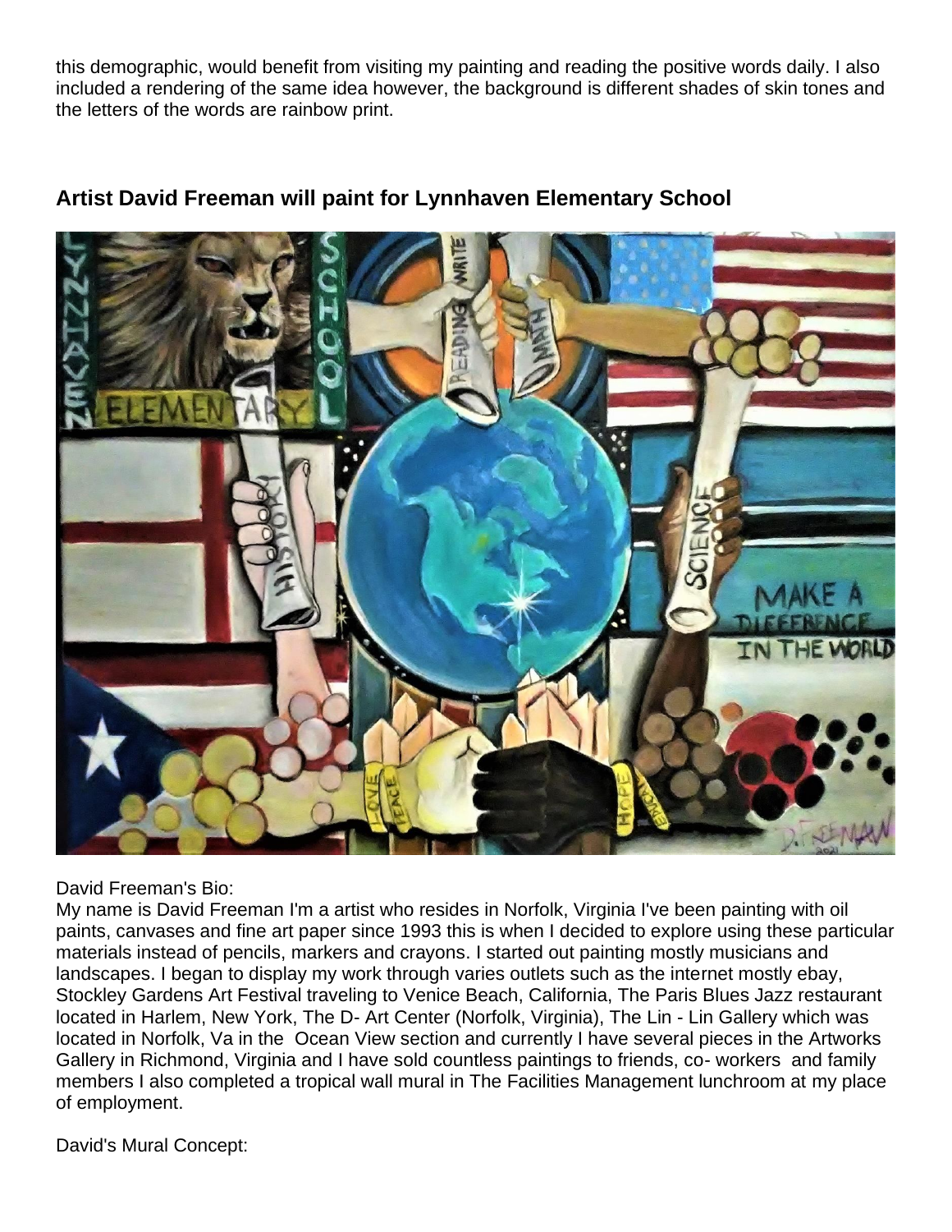this demographic, would benefit from visiting my painting and reading the positive words daily. I also included a rendering of the same idea however, the background is different shades of skin tones and the letters of the words are rainbow print.

## Artist David Freeman will paint for Lynnhaven Elementary School

David Freeman's Bio:
My name is David Freeman I'm a artist who resides in Norfolk, Virginia I've been painting with oil paints, canvases and fine art paper since 1993 this is when I decided to explore using these particular materials instead of pencils, markers and crayons. I started out painting mostly musicians and landscapes. I began to display my work through varies outlets such as the internet mostly ebay, Stockley Gardens Art Festival traveling to Venice Beach, California, The Paris Blues Jazz restaurant located in Harlem, New York, The D- Art Center (Norfolk, Virginia), The Lin - Lin Gallery which was located in Norfolk, Va in the Ocean View section and currently I have several pieces in the Artworks Gallery in Richmond, Virginia and I have sold countless paintings to friends, co- workers and family members I also completed a tropical wall mural in The Facilities Management lunchroom at my place of employment.

David's Mural Concept: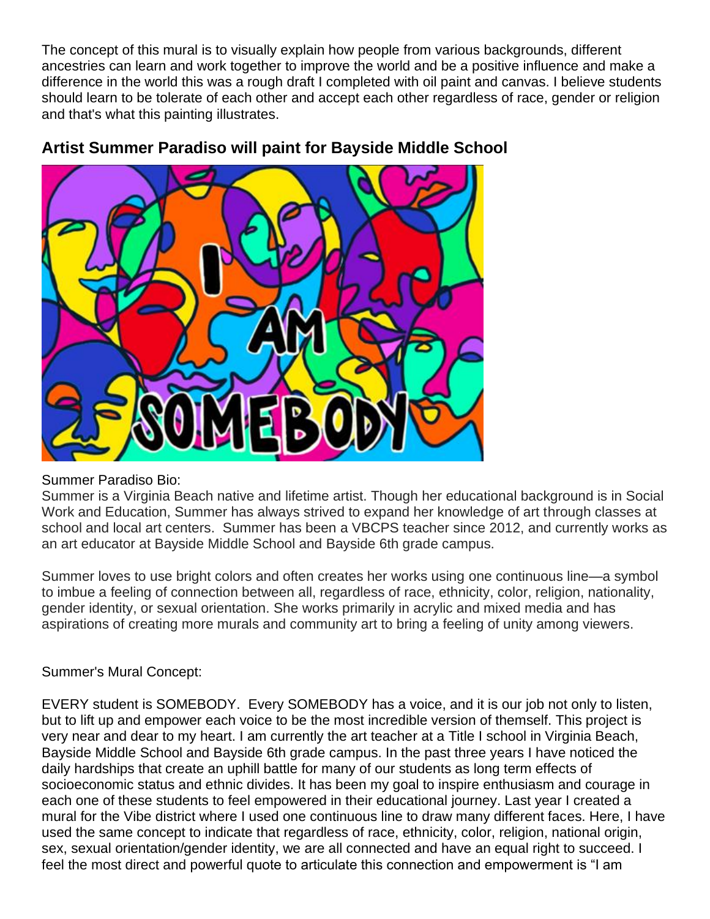The concept of this mural is to visually explain how people from various backgrounds, different ancestries can learn and work together to improve the world and be a positive influence and make a difference in the world this was a rough draft I completed with oil paint and canvas. I believe students should learn to be tolerate of each other and accept each other regardless of race, gender or religion and that's what this painting illustrates.

## Artist Summer Paradiso will paint for Bayside Middle School

Summer Paradiso Bio:
Summer is a Virginia Beach native and lifetime artist. Though her educational background is in Social Work and Education, Summer has always strived to expand her knowledge of art through classes at school and local art centers. Summer has been a VBCPS teacher since 2012, and currently works as an art educator at Bayside Middle School and Bayside 6th grade campus.

Summer loves to use bright colors and often creates her works using one continuous line—a symbol to imbue a feeling of connection between all, regardless of race, ethnicity, color, religion, nationality, gender identity, or sexual orientation. She works primarily in acrylic and mixed media and has aspirations of creating more murals and community art to bring a feeling of unity among viewers.

Summer's Mural Concept:

EVERY student is SOMEBODY. Every SOMEBODY has a voice, and it is our job not only to listen, but to lift up and empower each voice to be the most incredible version of themself. This project is very near and dear to my heart. I am currently the art teacher at a Title I school in Virginia Beach, Bayside Middle School and Bayside 6th grade campus. In the past three years I have noticed the daily hardships that create an uphill battle for many of our students as long term effects of socioeconomic status and ethnic divides. It has been my goal to inspire enthusiasm and courage in each one of these students to feel empowered in their educational journey. Last year I created a mural for the Vibe district where I used one continuous line to draw many different faces. Here, I have used the same concept to indicate that regardless of race, ethnicity, color, religion, national origin, sex, sexual orientation/gender identity, we are all connected and have an equal right to succeed. I feel the most direct and powerful quote to articulate this connection and empowerment is "I am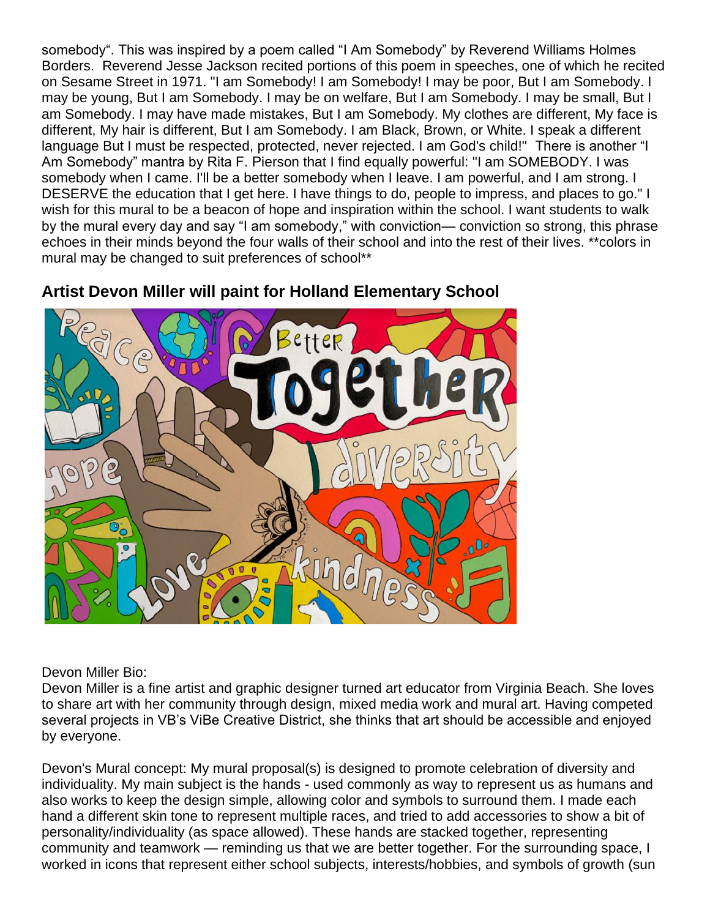somebody". This was inspired by a poem called "I Am Somebody" by Reverend Williams Holmes Borders. Reverend Jesse Jackson recited portions of this poem in speeches, one of which he recited on Sesame Street in 1971. "I am Somebody! I am Somebody! I may be poor, But I am Somebody. I may be young, But I am Somebody. I may be on welfare, But I am Somebody. I may be small, But I am Somebody. I may have made mistakes, But I am Somebody. My clothes are different, My face is different, My hair is different, But I am Somebody. I am Black, Brown, or White. I speak a different language But I must be respected, protected, never rejected. I am God's child!" There is another "I Am Somebody" mantra by Rita F. Pierson that I find equally powerful: "I am SOMEBODY. I was somebody when I came. I'll be a better somebody when I leave. I am powerful, and I am strong. I DESERVE the education that I get here. I have things to do, people to impress, and places to go." I wish for this mural to be a beacon of hope and inspiration within the school. I want students to walk by the mural every day and say "I am somebody," with conviction— conviction so strong, this phrase echoes in their minds beyond the four walls of their school and into the rest of their lives. **colors in mural may be changed to suit preferences of school**

## Artist Devon Miller will paint for Holland Elementary School

Devon Miller Bio:

Devon Miller is a fine artist and graphic designer turned art educator from Virginia Beach. She loves to share art with her community through design, mixed media work and mural art. Having competed several projects in VB's ViBe Creative District, she thinks that art should be accessible and enjoyed by everyone.

Devon's Mural concept: My mural proposal(s) is designed to promote celebration of diversity and individuality. My main subject is the hands - used commonly as way to represent us as humans and also works to keep the design simple, allowing color and symbols to surround them. I made each hand a different skin tone to represent multiple races, and tried to add accessories to show a bit of personality/individuality (as space allowed). These hands are stacked together, representing community and teamwork — reminding us that we are better together. For the surrounding space, I worked in icons that represent either school subjects, interests/hobbies, and symbols of growth (sun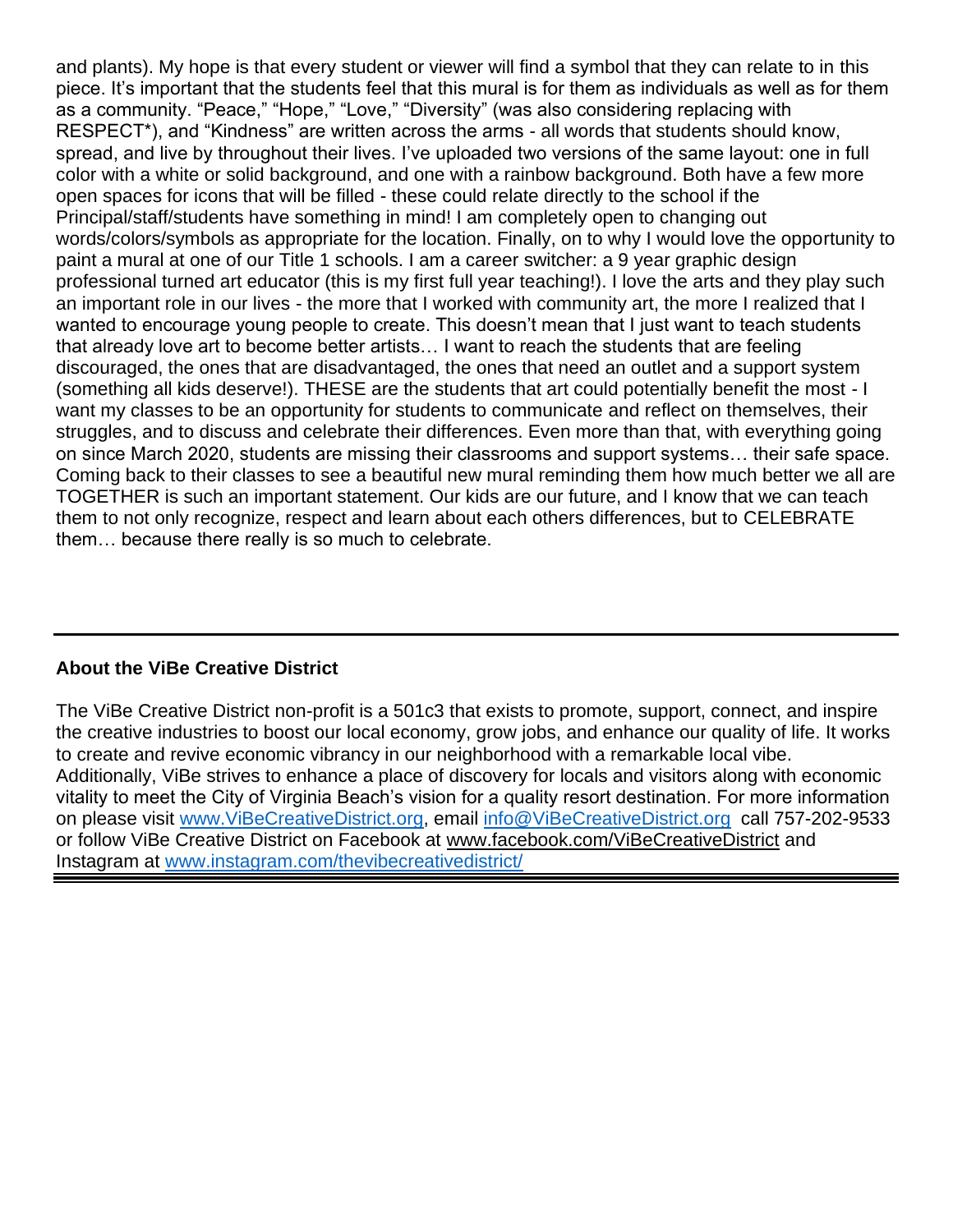and plants). My hope is that every student or viewer will find a symbol that they can relate to in this piece. It's important that the students feel that this mural is for them as individuals as well as for them as a community. "Peace," "Hope," "Love," "Diversity" (was also considering replacing with RESPECT*), and "Kindness" are written across the arms - all words that students should know, spread, and live by throughout their lives. I've uploaded two versions of the same layout: one in full color with a white or solid background, and one with a rainbow background. Both have a few more open spaces for icons that will be filled - these could relate directly to the school if the Principal/staff/students have something in mind! I am completely open to changing out words/colors/symbols as appropriate for the location. Finally, on to why I would love the opportunity to paint a mural at one of our Title 1 schools. I am a career switcher: a 9 year graphic design professional turned art educator (this is my first full year teaching!). I love the arts and they play such an important role in our lives - the more that I worked with community art, the more I realized that I wanted to encourage young people to create. This doesn't mean that I just want to teach students that already love art to become better artists… I want to reach the students that are feeling discouraged, the ones that are disadvantaged, the ones that need an outlet and a support system (something all kids deserve!). THESE are the students that art could potentially benefit the most - I want my classes to be an opportunity for students to communicate and reflect on themselves, their struggles, and to discuss and celebrate their differences. Even more than that, with everything going on since March 2020, students are missing their classrooms and support systems… their safe space. Coming back to their classes to see a beautiful new mural reminding them how much better we all are TOGETHER is such an important statement. Our kids are our future, and I know that we can teach them to not only recognize, respect and learn about each others differences, but to CELEBRATE them… because there really is so much to celebrate.

---

**About the ViBe Creative District**

The ViBe Creative District non-profit is a 501c3 that exists to promote, support, connect, and inspire the creative industries to boost our local economy, grow jobs, and enhance our quality of life. It works to create and revive economic vibrancy in our neighborhood with a remarkable local vibe. Additionally, ViBe strives to enhance a place of discovery for locals and visitors along with economic vitality to meet the City of Virginia Beach's vision for a quality resort destination. For more information on please visit www.ViBeCreativeDistrict.org, email info@ViBeCreativeDistrict.org call 757-202-9533 or follow ViBe Creative District on Facebook at www.facebook.com/ViBeCreativeDistrict and Instagram at www.instagram.com/thevibecreativedistrict/